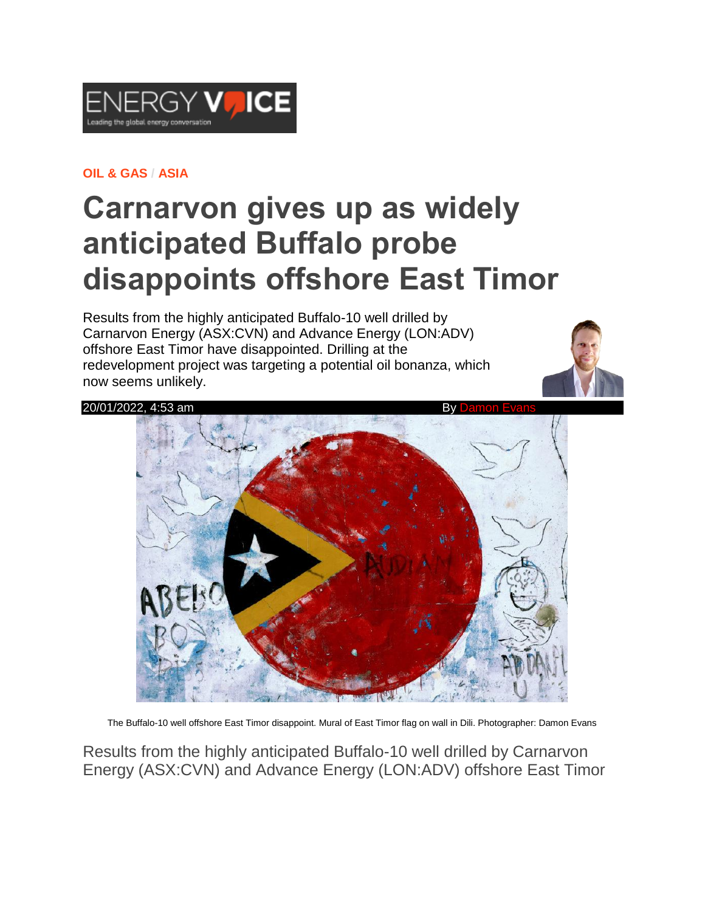OIL & GAS / ASIA

# Carnarvon gives up as widely anticipated Buffalo probe disappoints offshore East Timor

Results from the highly anticipated Buffalo-10 well drilled by Carnarvon Energy (ASX:CVN) and Advance Energy (LON:ADV) offshore East Timor have disappointed. Drilling at the redevelopment project was targeting a potential oil bonanza, which now seems unlikely.

20/01/2022, 4:53 am By Damon Evans

The Buffalo-10 well offshore East Timor disappoint. Mural of East Timor flag on wall in Dili. Photographer: Damon Evans

Results from the highly anticipated Buffalo-10 well drilled by Carnarvon Energy (ASX:CVN) and Advance Energy (LON:ADV) offshore East Timor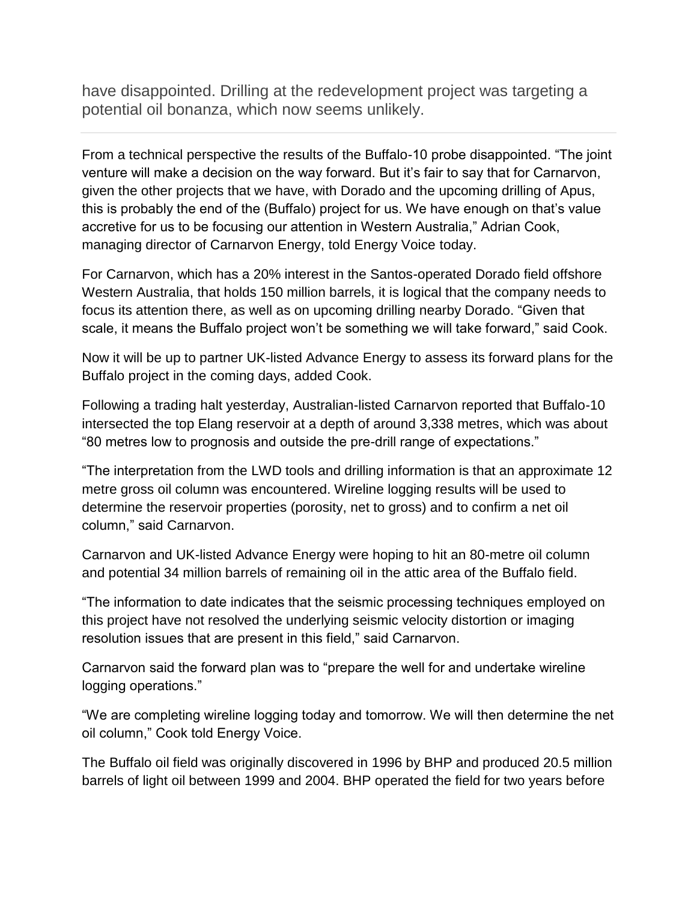have disappointed. Drilling at the redevelopment project was targeting a potential oil bonanza, which now seems unlikely.

---

From a technical perspective the results of the Buffalo-10 probe disappointed. “The joint venture will make a decision on the way forward. But it’s fair to say that for Carnarvon, given the other projects that we have, with Dorado and the upcoming drilling of Apus, this is probably the end of the (Buffalo) project for us. We have enough on that’s value accretive for us to be focusing our attention in Western Australia,” Adrian Cook, managing director of Carnarvon Energy, told Energy Voice today.

For Carnarvon, which has a 20% interest in the Santos-operated Dorado field offshore Western Australia, that holds 150 million barrels, it is logical that the company needs to focus its attention there, as well as on upcoming drilling nearby Dorado. “Given that scale, it means the Buffalo project won’t be something we will take forward,” said Cook.

Now it will be up to partner UK-listed Advance Energy to assess its forward plans for the Buffalo project in the coming days, added Cook.

Following a trading halt yesterday, Australian-listed Carnarvon reported that Buffalo-10 intersected the top Elang reservoir at a depth of around 3,338 metres, which was about “80 metres low to prognosis and outside the pre-drill range of expectations.”

“The interpretation from the LWD tools and drilling information is that an approximate 12 metre gross oil column was encountered. Wireline logging results will be used to determine the reservoir properties (porosity, net to gross) and to confirm a net oil column,” said Carnarvon.

Carnarvon and UK-listed Advance Energy were hoping to hit an 80-metre oil column and potential 34 million barrels of remaining oil in the attic area of the Buffalo field.

“The information to date indicates that the seismic processing techniques employed on this project have not resolved the underlying seismic velocity distortion or imaging resolution issues that are present in this field,” said Carnarvon.

Carnarvon said the forward plan was to “prepare the well for and undertake wireline logging operations.”

“We are completing wireline logging today and tomorrow. We will then determine the net oil column,” Cook told Energy Voice.

The Buffalo oil field was originally discovered in 1996 by BHP and produced 20.5 million barrels of light oil between 1999 and 2004. BHP operated the field for two years before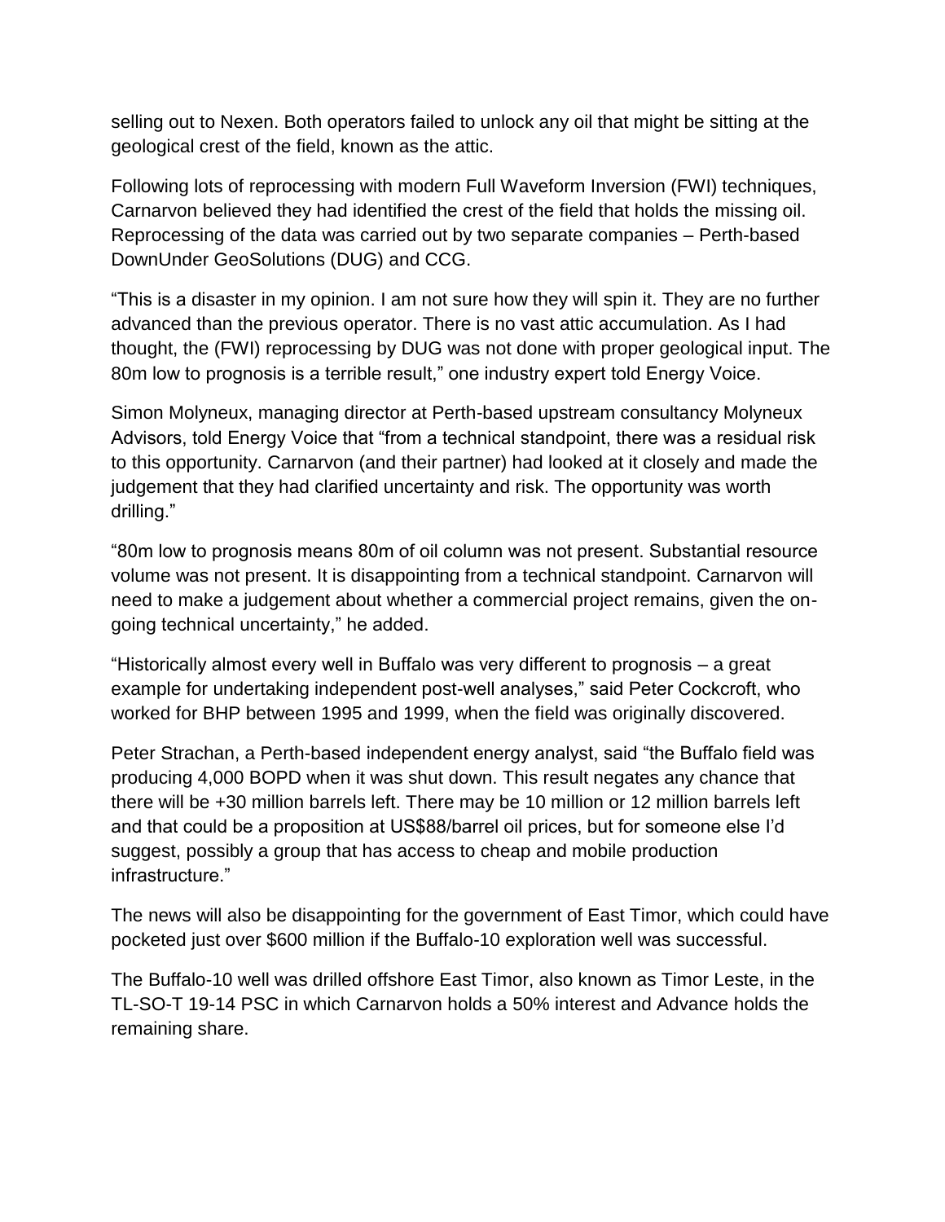selling out to Nexen. Both operators failed to unlock any oil that might be sitting at the geological crest of the field, known as the attic.

Following lots of reprocessing with modern Full Waveform Inversion (FWI) techniques, Carnarvon believed they had identified the crest of the field that holds the missing oil. Reprocessing of the data was carried out by two separate companies – Perth-based DownUnder GeoSolutions (DUG) and CCG.

"This is a disaster in my opinion. I am not sure how they will spin it. They are no further advanced than the previous operator. There is no vast attic accumulation. As I had thought, the (FWI) reprocessing by DUG was not done with proper geological input. The 80m low to prognosis is a terrible result," one industry expert told Energy Voice.

Simon Molyneux, managing director at Perth-based upstream consultancy Molyneux Advisors, told Energy Voice that "from a technical standpoint, there was a residual risk to this opportunity. Carnarvon (and their partner) had looked at it closely and made the judgement that they had clarified uncertainty and risk. The opportunity was worth drilling."

"80m low to prognosis means 80m of oil column was not present. Substantial resource volume was not present. It is disappointing from a technical standpoint. Carnarvon will need to make a judgement about whether a commercial project remains, given the on-going technical uncertainty," he added.

"Historically almost every well in Buffalo was very different to prognosis – a great example for undertaking independent post-well analyses," said Peter Cockcroft, who worked for BHP between 1995 and 1999, when the field was originally discovered.

Peter Strachan, a Perth-based independent energy analyst, said "the Buffalo field was producing 4,000 BOPD when it was shut down. This result negates any chance that there will be +30 million barrels left. There may be 10 million or 12 million barrels left and that could be a proposition at US$88/barrel oil prices, but for someone else I'd suggest, possibly a group that has access to cheap and mobile production infrastructure."

The news will also be disappointing for the government of East Timor, which could have pocketed just over $600 million if the Buffalo-10 exploration well was successful.

The Buffalo-10 well was drilled offshore East Timor, also known as Timor Leste, in the TL-SO-T 19-14 PSC in which Carnarvon holds a 50% interest and Advance holds the remaining share.